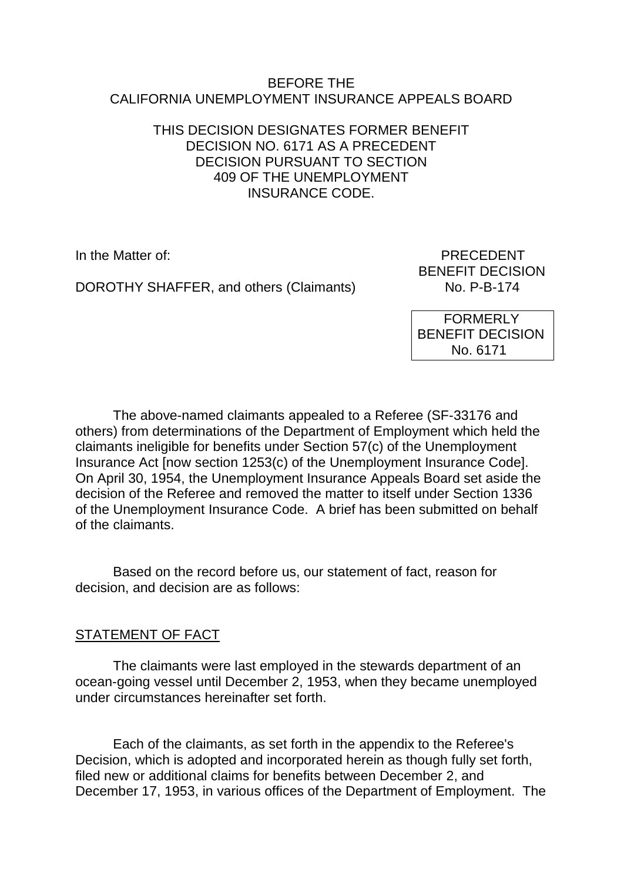BEFORE THE
CALIFORNIA UNEMPLOYMENT INSURANCE APPEALS BOARD

THIS DECISION DESIGNATES FORMER BENEFIT DECISION NO. 6171 AS A PRECEDENT DECISION PURSUANT TO SECTION 409 OF THE UNEMPLOYMENT INSURANCE CODE.

In the Matter of:

DOROTHY SHAFFER, and others (Claimants)

PRECEDENT
BENEFIT DECISION
No. P-B-174

FORMERLY
BENEFIT DECISION
No. 6171

The above-named claimants appealed to a Referee (SF-33176 and others) from determinations of the Department of Employment which held the claimants ineligible for benefits under Section 57(c) of the Unemployment Insurance Act [now section 1253(c) of the Unemployment Insurance Code]. On April 30, 1954, the Unemployment Insurance Appeals Board set aside the decision of the Referee and removed the matter to itself under Section 1336 of the Unemployment Insurance Code. A brief has been submitted on behalf of the claimants.

Based on the record before us, our statement of fact, reason for decision, and decision are as follows:

STATEMENT OF FACT

The claimants were last employed in the stewards department of an ocean-going vessel until December 2, 1953, when they became unemployed under circumstances hereinafter set forth.

Each of the claimants, as set forth in the appendix to the Referee's Decision, which is adopted and incorporated herein as though fully set forth, filed new or additional claims for benefits between December 2, and December 17, 1953, in various offices of the Department of Employment. The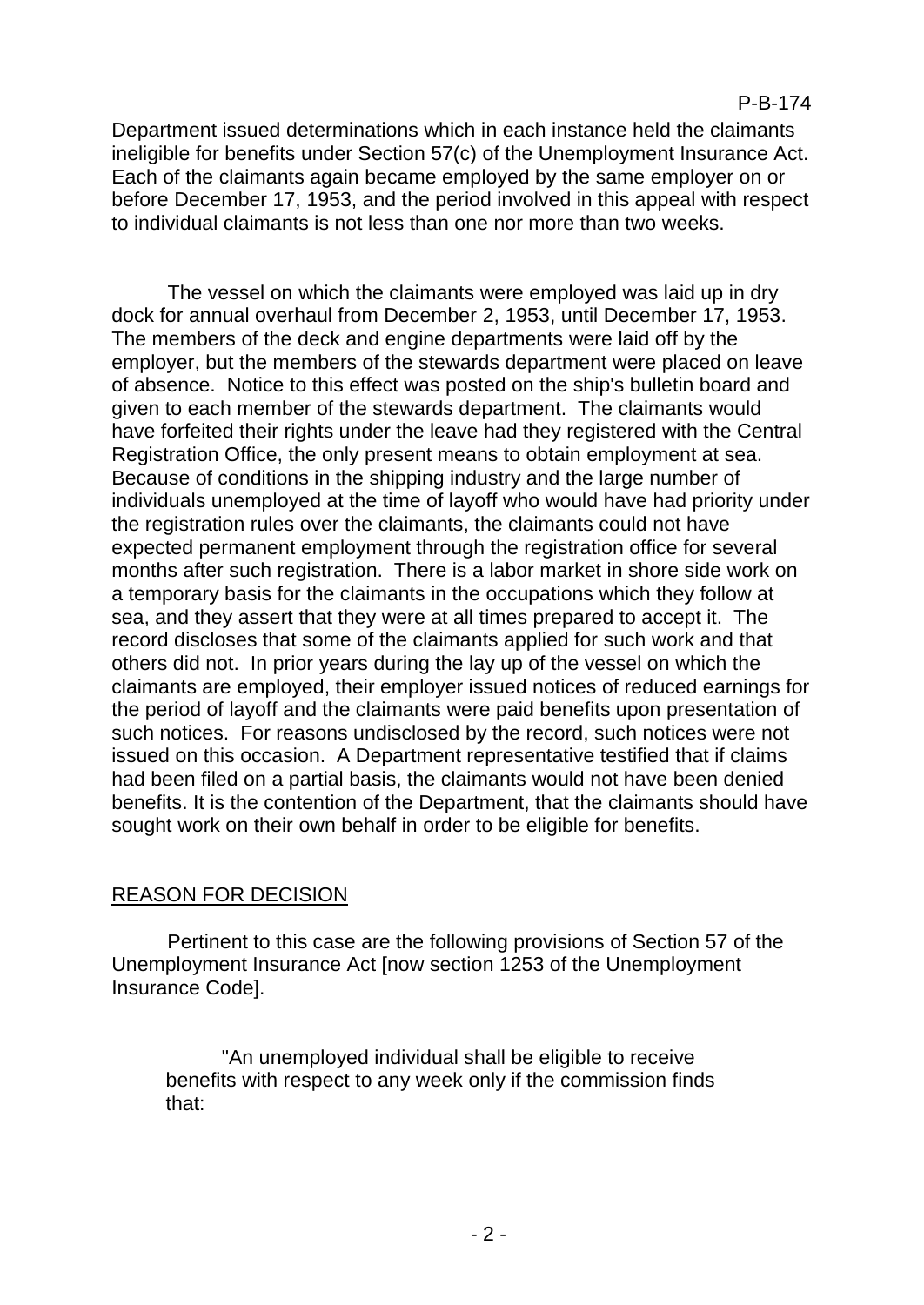Department issued determinations which in each instance held the claimants ineligible for benefits under Section 57(c) of the Unemployment Insurance Act. Each of the claimants again became employed by the same employer on or before December 17, 1953, and the period involved in this appeal with respect to individual claimants is not less than one nor more than two weeks.

The vessel on which the claimants were employed was laid up in dry dock for annual overhaul from December 2, 1953, until December 17, 1953. The members of the deck and engine departments were laid off by the employer, but the members of the stewards department were placed on leave of absence. Notice to this effect was posted on the ship's bulletin board and given to each member of the stewards department. The claimants would have forfeited their rights under the leave had they registered with the Central Registration Office, the only present means to obtain employment at sea. Because of conditions in the shipping industry and the large number of individuals unemployed at the time of layoff who would have had priority under the registration rules over the claimants, the claimants could not have expected permanent employment through the registration office for several months after such registration. There is a labor market in shore side work on a temporary basis for the claimants in the occupations which they follow at sea, and they assert that they were at all times prepared to accept it. The record discloses that some of the claimants applied for such work and that others did not. In prior years during the lay up of the vessel on which the claimants are employed, their employer issued notices of reduced earnings for the period of layoff and the claimants were paid benefits upon presentation of such notices. For reasons undisclosed by the record, such notices were not issued on this occasion. A Department representative testified that if claims had been filed on a partial basis, the claimants would not have been denied benefits. It is the contention of the Department, that the claimants should have sought work on their own behalf in order to be eligible for benefits.

## REASON FOR DECISION

Pertinent to this case are the following provisions of Section 57 of the Unemployment Insurance Act [now section 1253 of the Unemployment Insurance Code].

> "An unemployed individual shall be eligible to receive benefits with respect to any week only if the commission finds that: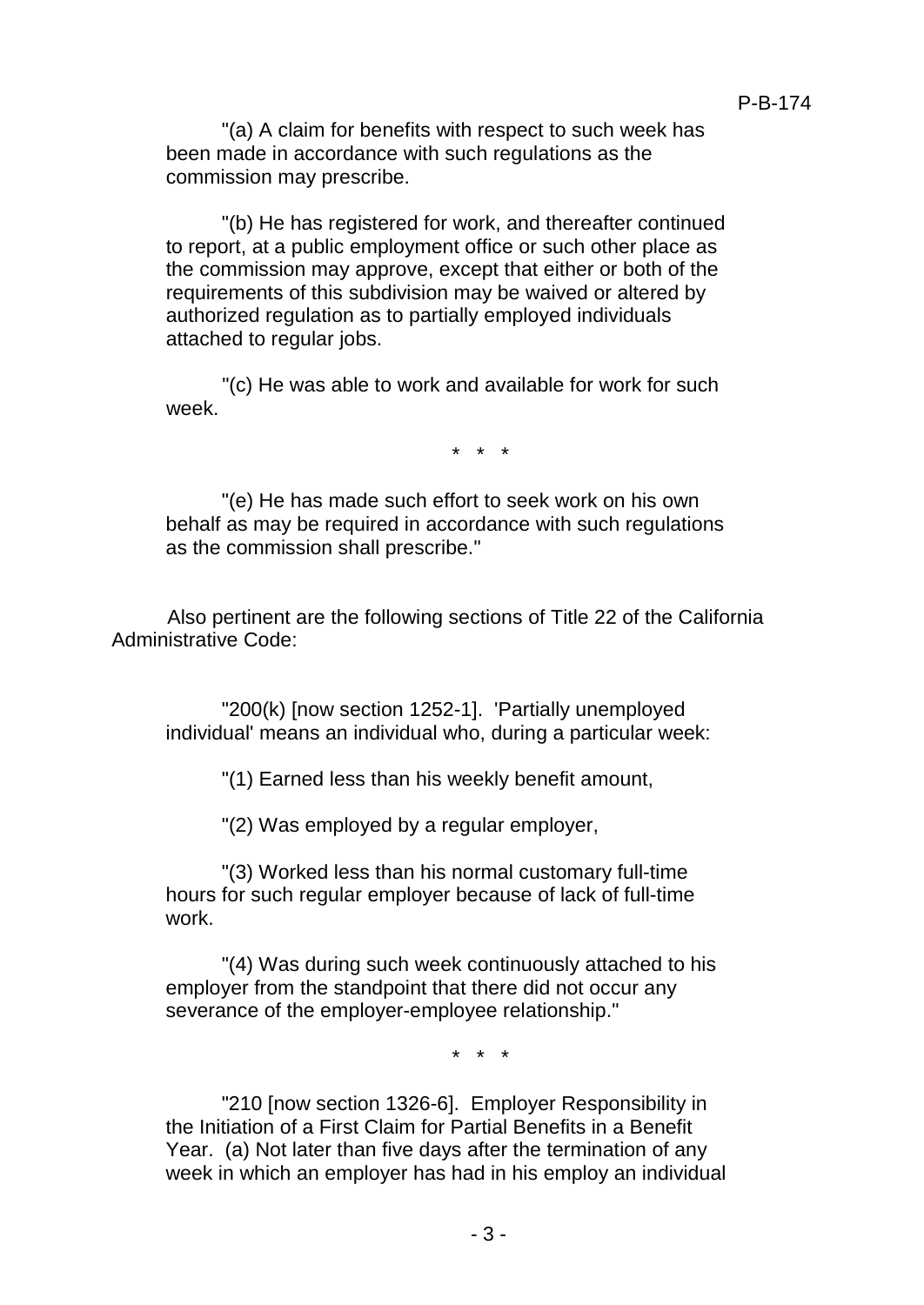"(a) A claim for benefits with respect to such week has been made in accordance with such regulations as the commission may prescribe.

"(b) He has registered for work, and thereafter continued to report, at a public employment office or such other place as the commission may approve, except that either or both of the requirements of this subdivision may be waived or altered by authorized regulation as to partially employed individuals attached to regular jobs.

"(c) He was able to work and available for work for such week.

\* \* \*

"(e) He has made such effort to seek work on his own behalf as may be required in accordance with such regulations as the commission shall prescribe."

Also pertinent are the following sections of Title 22 of the California Administrative Code:

"200(k) [now section 1252-1]. 'Partially unemployed individual' means an individual who, during a particular week:

"(1) Earned less than his weekly benefit amount,

"(2) Was employed by a regular employer,

"(3) Worked less than his normal customary full-time hours for such regular employer because of lack of full-time work.

"(4) Was during such week continuously attached to his employer from the standpoint that there did not occur any severance of the employer-employee relationship."

\* \* \*

"210 [now section 1326-6]. Employer Responsibility in the Initiation of a First Claim for Partial Benefits in a Benefit Year. (a) Not later than five days after the termination of any week in which an employer has had in his employ an individual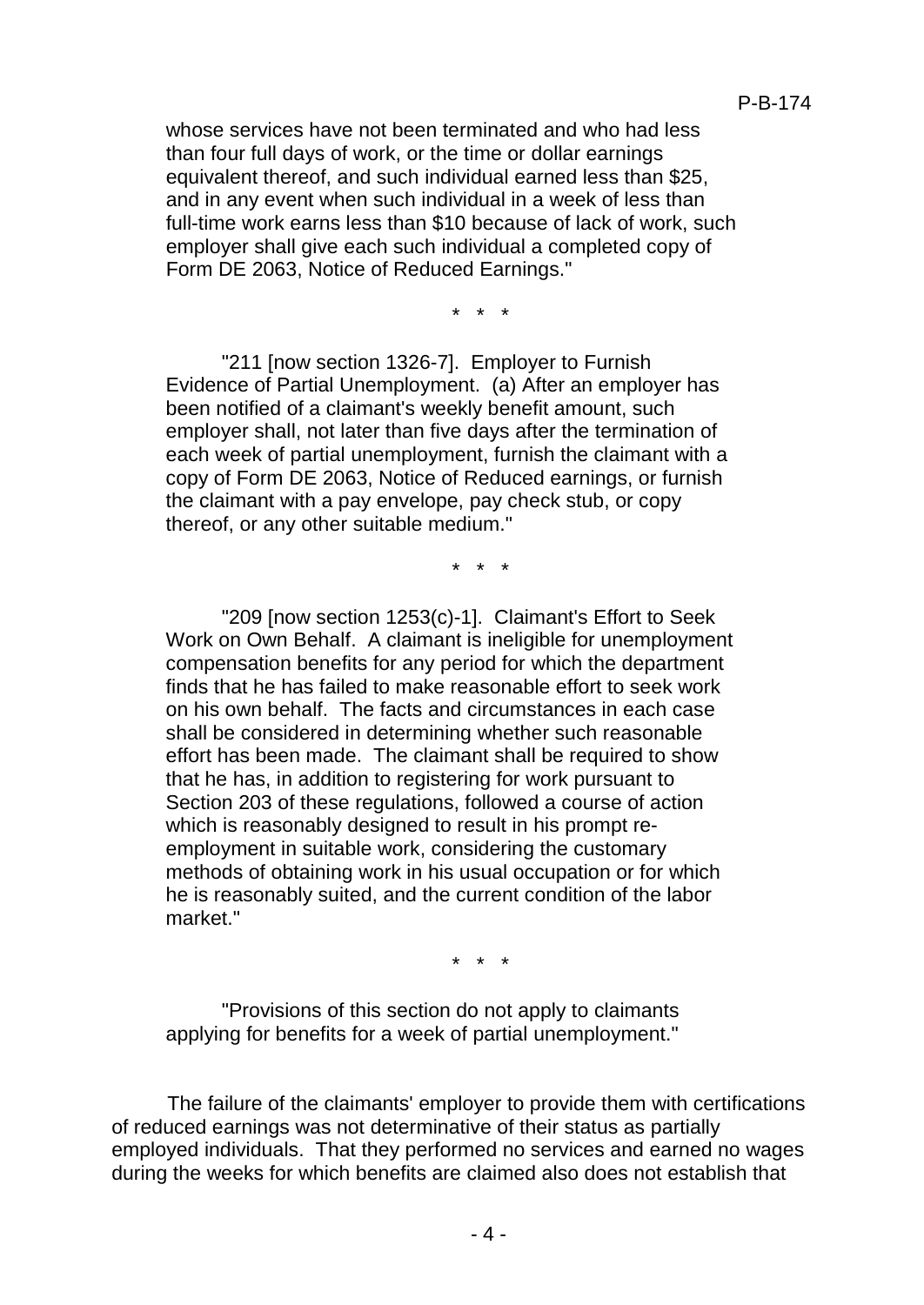whose services have not been terminated and who had less than four full days of work, or the time or dollar earnings equivalent thereof, and such individual earned less than $25, and in any event when such individual in a week of less than full-time work earns less than $10 because of lack of work, such employer shall give each such individual a completed copy of Form DE 2063, Notice of Reduced Earnings."

\* \* \*

"211 [now section 1326-7]. Employer to Furnish Evidence of Partial Unemployment. (a) After an employer has been notified of a claimant's weekly benefit amount, such employer shall, not later than five days after the termination of each week of partial unemployment, furnish the claimant with a copy of Form DE 2063, Notice of Reduced earnings, or furnish the claimant with a pay envelope, pay check stub, or copy thereof, or any other suitable medium."

\* \* \*

"209 [now section 1253(c)-1]. Claimant's Effort to Seek Work on Own Behalf. A claimant is ineligible for unemployment compensation benefits for any period for which the department finds that he has failed to make reasonable effort to seek work on his own behalf. The facts and circumstances in each case shall be considered in determining whether such reasonable effort has been made. The claimant shall be required to show that he has, in addition to registering for work pursuant to Section 203 of these regulations, followed a course of action which is reasonably designed to result in his prompt re-employment in suitable work, considering the customary methods of obtaining work in his usual occupation or for which he is reasonably suited, and the current condition of the labor market."

\* \* \*

"Provisions of this section do not apply to claimants applying for benefits for a week of partial unemployment."

The failure of the claimants' employer to provide them with certifications of reduced earnings was not determinative of their status as partially employed individuals. That they performed no services and earned no wages during the weeks for which benefits are claimed also does not establish that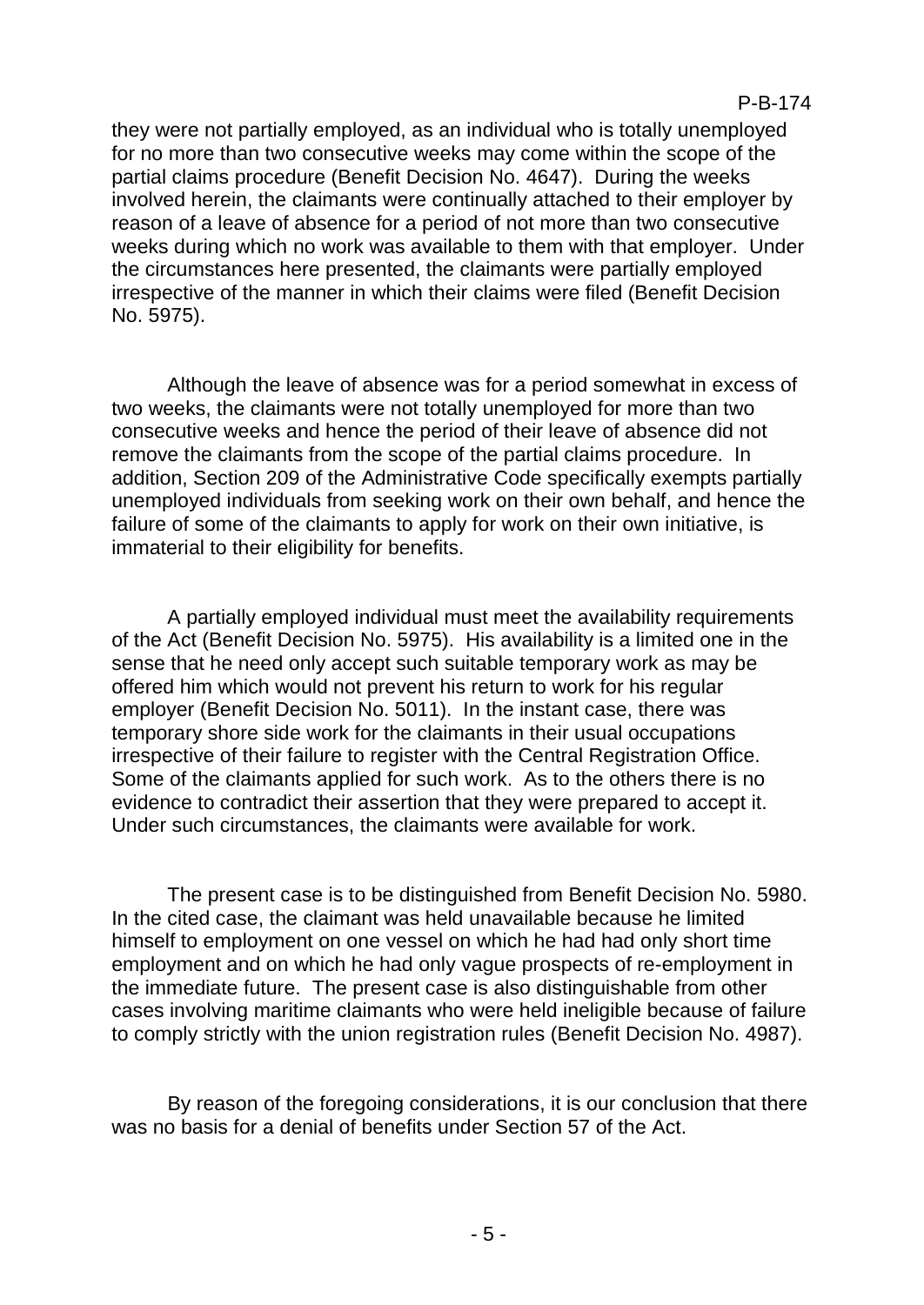they were not partially employed, as an individual who is totally unemployed for no more than two consecutive weeks may come within the scope of the partial claims procedure (Benefit Decision No. 4647). During the weeks involved herein, the claimants were continually attached to their employer by reason of a leave of absence for a period of not more than two consecutive weeks during which no work was available to them with that employer. Under the circumstances here presented, the claimants were partially employed irrespective of the manner in which their claims were filed (Benefit Decision No. 5975).

Although the leave of absence was for a period somewhat in excess of two weeks, the claimants were not totally unemployed for more than two consecutive weeks and hence the period of their leave of absence did not remove the claimants from the scope of the partial claims procedure. In addition, Section 209 of the Administrative Code specifically exempts partially unemployed individuals from seeking work on their own behalf, and hence the failure of some of the claimants to apply for work on their own initiative, is immaterial to their eligibility for benefits.

A partially employed individual must meet the availability requirements of the Act (Benefit Decision No. 5975). His availability is a limited one in the sense that he need only accept such suitable temporary work as may be offered him which would not prevent his return to work for his regular employer (Benefit Decision No. 5011). In the instant case, there was temporary shore side work for the claimants in their usual occupations irrespective of their failure to register with the Central Registration Office. Some of the claimants applied for such work. As to the others there is no evidence to contradict their assertion that they were prepared to accept it. Under such circumstances, the claimants were available for work.

The present case is to be distinguished from Benefit Decision No. 5980. In the cited case, the claimant was held unavailable because he limited himself to employment on one vessel on which he had had only short time employment and on which he had only vague prospects of re-employment in the immediate future. The present case is also distinguishable from other cases involving maritime claimants who were held ineligible because of failure to comply strictly with the union registration rules (Benefit Decision No. 4987).

By reason of the foregoing considerations, it is our conclusion that there was no basis for a denial of benefits under Section 57 of the Act.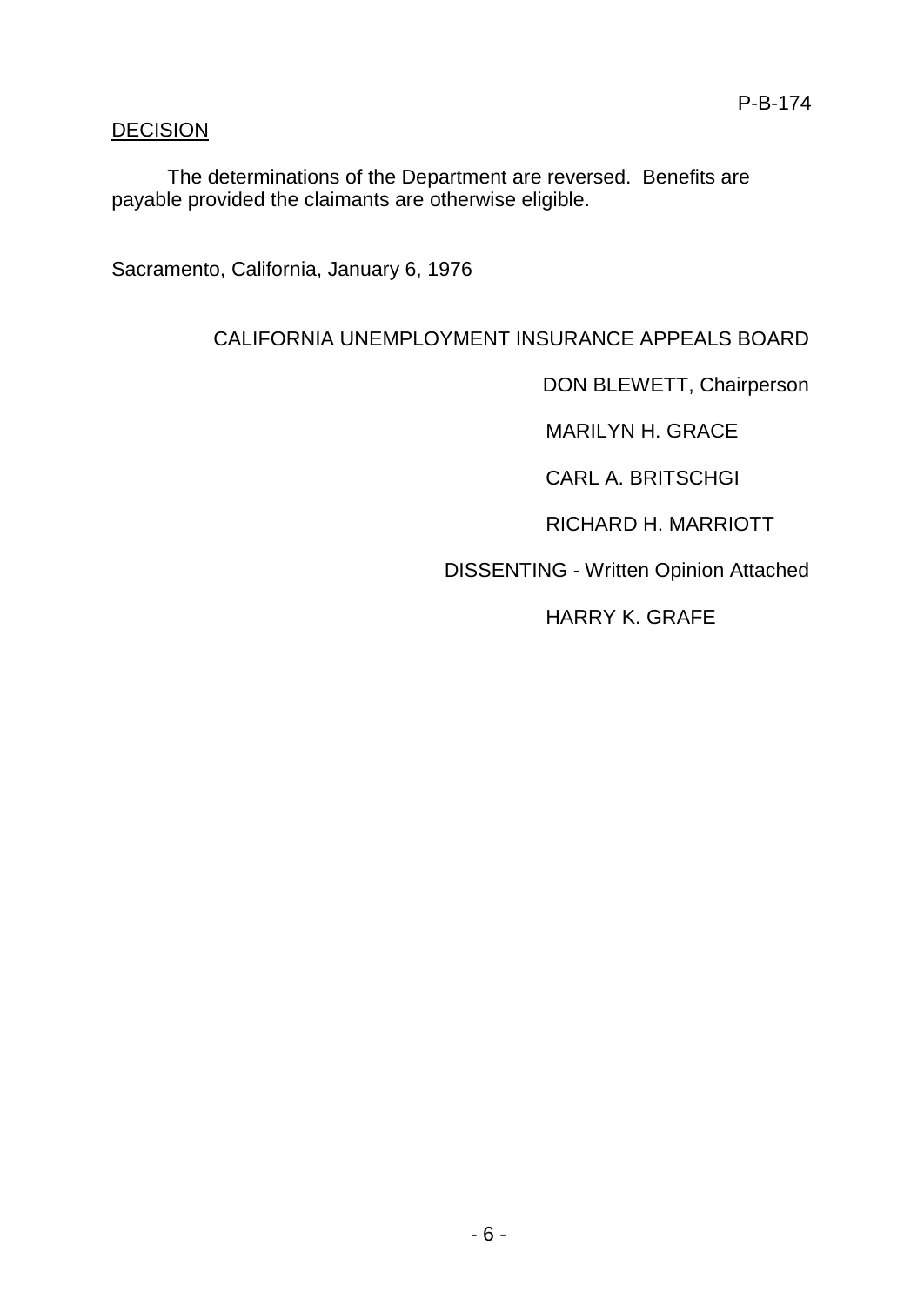## DECISION

The determinations of the Department are reversed. Benefits are payable provided the claimants are otherwise eligible.

Sacramento, California, January 6, 1976

CALIFORNIA UNEMPLOYMENT INSURANCE APPEALS BOARD

DON BLEWETT, Chairperson

MARILYN H. GRACE

CARL A. BRITSCHGI

RICHARD H. MARRIOTT

DISSENTING - Written Opinion Attached

HARRY K. GRAFE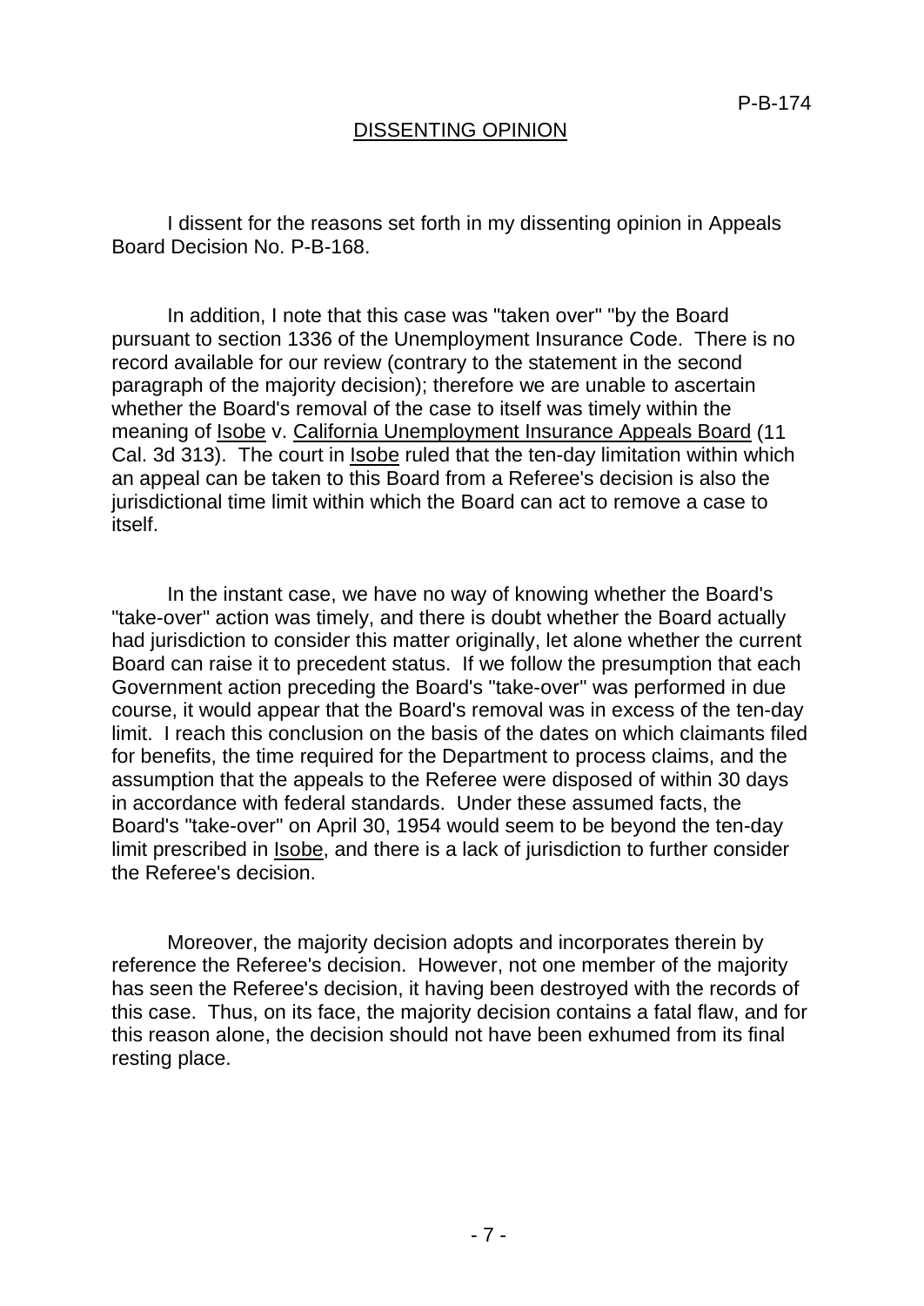P-B-174

## DISSENTING OPINION

I dissent for the reasons set forth in my dissenting opinion in Appeals Board Decision No. P-B-168.

In addition, I note that this case was "taken over" "by the Board pursuant to section 1336 of the Unemployment Insurance Code. There is no record available for our review (contrary to the statement in the second paragraph of the majority decision); therefore we are unable to ascertain whether the Board's removal of the case to itself was timely within the meaning of Isobe v. California Unemployment Insurance Appeals Board (11 Cal. 3d 313). The court in Isobe ruled that the ten-day limitation within which an appeal can be taken to this Board from a Referee's decision is also the jurisdictional time limit within which the Board can act to remove a case to itself.

In the instant case, we have no way of knowing whether the Board's "take-over" action was timely, and there is doubt whether the Board actually had jurisdiction to consider this matter originally, let alone whether the current Board can raise it to precedent status. If we follow the presumption that each Government action preceding the Board's "take-over" was performed in due course, it would appear that the Board's removal was in excess of the ten-day limit. I reach this conclusion on the basis of the dates on which claimants filed for benefits, the time required for the Department to process claims, and the assumption that the appeals to the Referee were disposed of within 30 days in accordance with federal standards. Under these assumed facts, the Board's "take-over" on April 30, 1954 would seem to be beyond the ten-day limit prescribed in Isobe, and there is a lack of jurisdiction to further consider the Referee's decision.

Moreover, the majority decision adopts and incorporates therein by reference the Referee's decision. However, not one member of the majority has seen the Referee's decision, it having been destroyed with the records of this case. Thus, on its face, the majority decision contains a fatal flaw, and for this reason alone, the decision should not have been exhumed from its final resting place.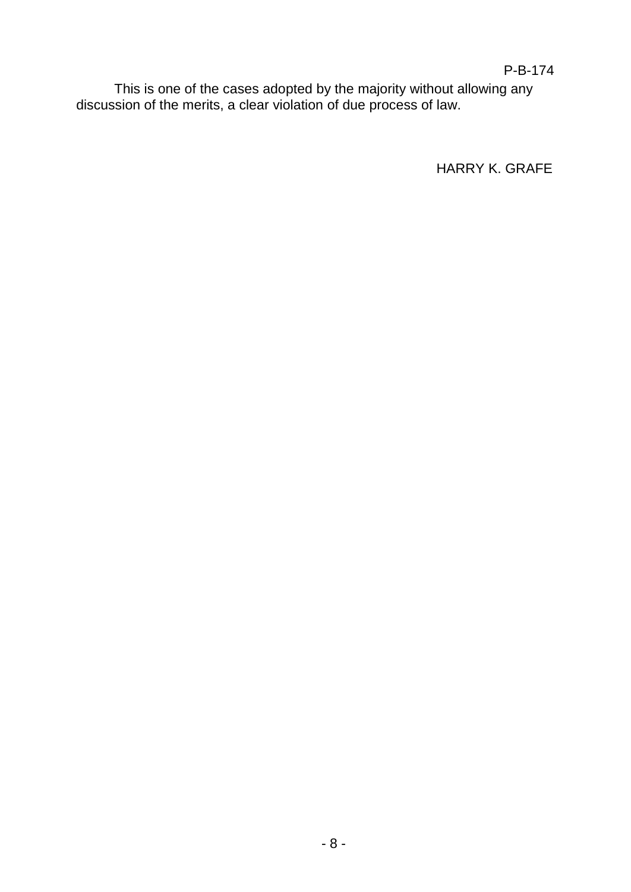P-B-174

This is one of the cases adopted by the majority without allowing any discussion of the merits, a clear violation of due process of law.

HARRY K. GRAFE